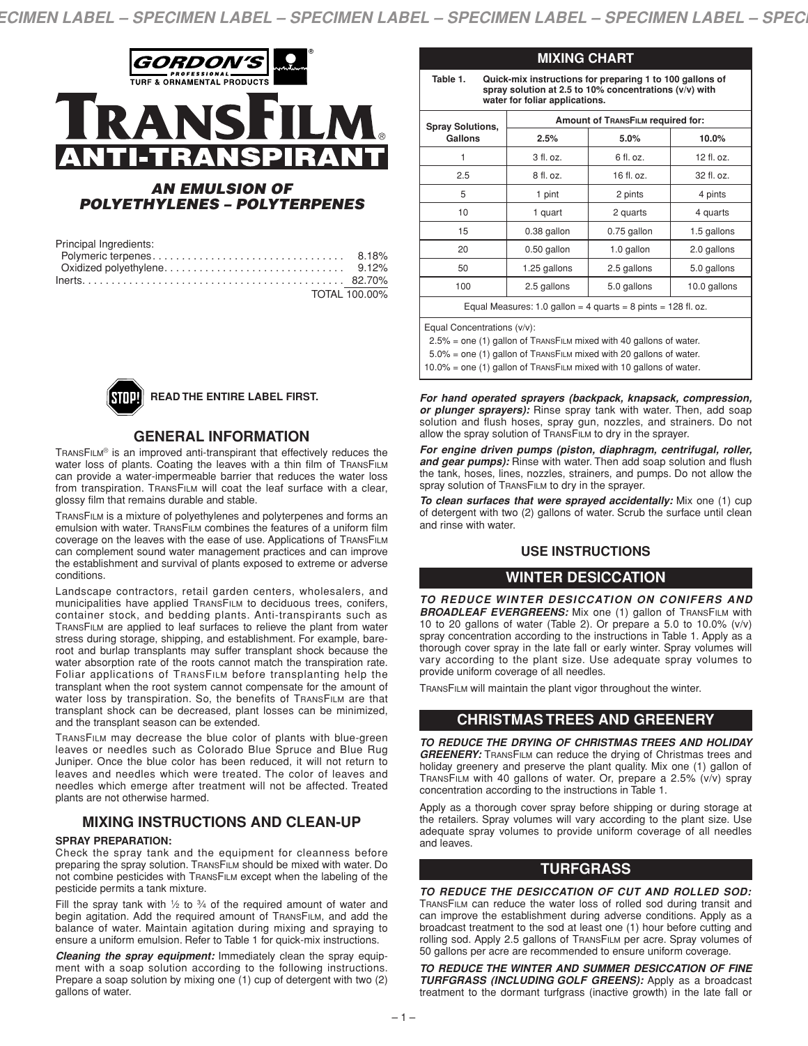**GORDON'S PROFESSIONAL TURF & ORNAMENTAL PRODUCTS**

# TRANSFILM® ANTI-TRANSPIRANT

### *AN EMULSION OF POLYETHYLENES – POLYTERPENES*

Principal Ingredients:

| | |
|---|---|
| Polymeric terpenes | 8.18% |
| Oxidized polyethylene | 9.12% |
| Inerts | 82.70% |
| | TOTAL 100.00% |

**READ THE ENTIRE LABEL FIRST.**

## GENERAL INFORMATION

TransFilm® is an improved anti-transpirant that effectively reduces the water loss of plants. Coating the leaves with a thin film of TransFilm can provide a water-impermeable barrier that reduces the water loss from transpiration. TransFilm will coat the leaf surface with a clear, glossy film that remains durable and stable.

TransFilm is a mixture of polyethylenes and polyterpenes and forms an emulsion with water. TransFilm combines the features of a uniform film coverage on the leaves with the ease of use. Applications of TransFilm can complement sound water management practices and can improve the establishment and survival of plants exposed to extreme or adverse conditions.

Landscape contractors, retail garden centers, wholesalers, and municipalities have applied TransFilm to deciduous trees, conifers, container stock, and bedding plants. Anti-transpirants such as TransFilm are applied to leaf surfaces to relieve the plant from water stress during storage, shipping, and establishment. For example, bare-root and burlap transplants may suffer transplant shock because the water absorption rate of the roots cannot match the transpiration rate. Foliar applications of TransFilm before transplanting help the transplant when the root system cannot compensate for the amount of water loss by transpiration. So, the benefits of TransFilm are that transplant shock can be decreased, plant losses can be minimized, and the transplant season can be extended.

TransFilm may decrease the blue color of plants with blue-green leaves or needles such as Colorado Blue Spruce and Blue Rug Juniper. Once the blue color has been reduced, it will not return to leaves and needles which were treated. The color of leaves and needles which emerge after treatment will not be affected. Treated plants are not otherwise harmed.

## MIXING INSTRUCTIONS AND CLEAN-UP

**SPRAY PREPARATION:**

Check the spray tank and the equipment for cleanness before preparing the spray solution. TransFilm should be mixed with water. Do not combine pesticides with TransFilm except when the labeling of the pesticide permits a tank mixture.

Fill the spray tank with ½ to ¾ of the required amount of water and begin agitation. Add the required amount of TransFilm, and add the balance of water. Maintain agitation during mixing and spraying to ensure a uniform emulsion. Refer to Table 1 for quick-mix instructions.

***Cleaning the spray equipment:*** Immediately clean the spray equipment with a soap solution according to the following instructions. Prepare a soap solution by mixing one (1) cup of detergent with two (2) gallons of water.

## MIXING CHART

**Table 1. Quick-mix instructions for preparing 1 to 100 gallons of spray solution at 2.5 to 10% concentrations (v/v) with water for foliar applications.**

| Spray Solutions, Gallons | Amount of TransFilm required for: 2.5% | 5.0% | 10.0% |
|---|---|---|---|
| 1 | 3 fl. oz. | 6 fl. oz. | 12 fl. oz. |
| 2.5 | 8 fl. oz. | 16 fl. oz. | 32 fl. oz. |
| 5 | 1 pint | 2 pints | 4 pints |
| 10 | 1 quart | 2 quarts | 4 quarts |
| 15 | 0.38 gallon | 0.75 gallon | 1.5 gallons |
| 20 | 0.50 gallon | 1.0 gallon | 2.0 gallons |
| 50 | 1.25 gallons | 2.5 gallons | 5.0 gallons |
| 100 | 2.5 gallons | 5.0 gallons | 10.0 gallons |

Equal Measures: 1.0 gallon = 4 quarts = 8 pints = 128 fl. oz.

Equal Concentrations (v/v):
- 2.5% = one (1) gallon of TransFilm mixed with 40 gallons of water.
- 5.0% = one (1) gallon of TransFilm mixed with 20 gallons of water.
- 10.0% = one (1) gallon of TransFilm mixed with 10 gallons of water.

***For hand operated sprayers (backpack, knapsack, compression, or plunger sprayers):*** Rinse spray tank with water. Then, add soap solution and flush hoses, spray gun, nozzles, and strainers. Do not allow the spray solution of TransFilm to dry in the sprayer.

***For engine driven pumps (piston, diaphragm, centrifugal, roller, and gear pumps):*** Rinse with water. Then add soap solution and flush the tank, hoses, lines, nozzles, strainers, and pumps. Do not allow the spray solution of TransFilm to dry in the sprayer.

***To clean surfaces that were sprayed accidentally:*** Mix one (1) cup of detergent with two (2) gallons of water. Scrub the surface until clean and rinse with water.

## USE INSTRUCTIONS

### WINTER DESICCATION

***TO REDUCE WINTER DESICCATION ON CONIFERS AND BROADLEAF EVERGREENS:*** Mix one (1) gallon of TransFilm with 10 to 20 gallons of water (Table 2). Or prepare a 5.0 to 10.0% (v/v) spray concentration according to the instructions in Table 1. Apply as a thorough cover spray in the late fall or early winter. Spray volumes will vary according to the plant size. Use adequate spray volumes to provide uniform coverage of all needles.

TransFilm will maintain the plant vigor throughout the winter.

### CHRISTMAS TREES AND GREENERY

***TO REDUCE THE DRYING OF CHRISTMAS TREES AND HOLIDAY GREENERY:*** TransFilm can reduce the drying of Christmas trees and holiday greenery and preserve the plant quality. Mix one (1) gallon of TransFilm with 40 gallons of water. Or, prepare a 2.5% (v/v) spray concentration according to the instructions in Table 1.

Apply as a thorough cover spray before shipping or during storage at the retailers. Spray volumes will vary according to the plant size. Use adequate spray volumes to provide uniform coverage of all needles and leaves.

### TURFGRASS

***TO REDUCE THE DESICCATION OF CUT AND ROLLED SOD:*** TransFilm can reduce the water loss of rolled sod during transit and can improve the establishment during adverse conditions. Apply as a broadcast treatment to the sod at least one (1) hour before cutting and rolling sod. Apply 2.5 gallons of TransFilm per acre. Spray volumes of 50 gallons per acre are recommended to ensure uniform coverage.

***TO REDUCE THE WINTER AND SUMMER DESICCATION OF FINE TURFGRASS (INCLUDING GOLF GREENS):*** Apply as a broadcast treatment to the dormant turfgrass (inactive growth) in the late fall or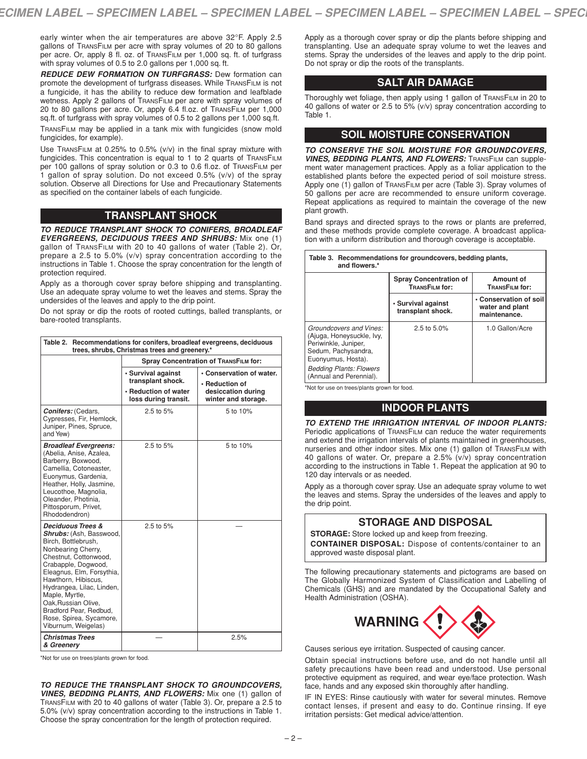early winter when the air temperatures are above 32°F. Apply 2.5 gallons of TransFilm per acre with spray volumes of 20 to 80 gallons per acre. Or, apply 8 fl. oz. of TransFilm per 1,000 sq. ft. of turfgrass with spray volumes of 0.5 to 2.0 gallons per 1,000 sq. ft.

***REDUCE DEW FORMATION ON TURFGRASS:*** Dew formation can promote the development of turfgrass diseases. While TransFilm is not a fungicide, it has the ability to reduce dew formation and leafblade wetness. Apply 2 gallons of TransFilm per acre with spray volumes of 20 to 80 gallons per acre. Or, apply 6.4 fl.oz. of TransFilm per 1,000 sq.ft. of turfgrass with spray volumes of 0.5 to 2 gallons per 1,000 sq.ft.

TransFilm may be applied in a tank mix with fungicides (snow mold fungicides, for example).

Use TransFilm at 0.25% to 0.5% (v/v) in the final spray mixture with fungicides. This concentration is equal to 1 to 2 quarts of TransFilm per 100 gallons of spray solution or 0.3 to 0.6 fl.oz. of TransFilm per 1 gallon of spray solution. Do not exceed 0.5% (v/v) of the spray solution. Observe all Directions for Use and Precautionary Statements as specified on the container labels of each fungicide.

## TRANSPLANT SHOCK

***TO REDUCE TRANSPLANT SHOCK TO CONIFERS, BROADLEAF EVERGREENS, DECIDUOUS TREES AND SHRUBS:*** Mix one (1) gallon of TransFilm with 20 to 40 gallons of water (Table 2). Or, prepare a 2.5 to 5.0% (v/v) spray concentration according to the instructions in Table 1. Choose the spray concentration for the length of protection required.

Apply as a thorough cover spray before shipping and transplanting. Use an adequate spray volume to wet the leaves and stems. Spray the undersides of the leaves and apply to the drip point.

Do not spray or dip the roots of rooted cuttings, balled transplants, or bare-rooted transplants.

**Table 2. Recommendations for conifers, broadleaf evergreens, deciduous trees, shrubs, Christmas trees and greenery.***

| | Spray Concentration of TransFilm for: | |
|---|---|---|
| | • Survival against transplant shock. • Reduction of water loss during transit. | • Conservation of water. • Reduction of desiccation during winter and storage. |
| ***Conifers:*** (Cedars, Cypresses, Fir, Hemlock, Juniper, Pines, Spruce, and Yew) | 2.5 to 5% | 5 to 10% |
| ***Broadleaf Evergreens:*** (Abelia, Anise, Azalea, Barberry, Boxwood, Camellia, Cotoneaster, Euonymus, Gardenia, Heather, Holly, Jasmine, Leucothoe, Magnolia, Oleander, Photinia, Pittosporum, Privet, Rhododendron) | 2.5 to 5% | 5 to 10% |
| ***Deciduous Trees & Shrubs:*** (Ash, Basswood, Birch, Bottlebrush, Nonbearing Cherry, Chestnut, Cottonwood, Crabapple, Dogwood, Eleagnus, Elm, Forsythia, Hawthorn, Hibiscus, Hydrangea, Lilac, Linden, Maple, Myrtle, Oak, Russian Olive, Bradford Pear, Redbud, Rose, Spirea, Sycamore, Viburnum, Weigelas) | 2.5 to 5% | — |
| ***Christmas Trees & Greenery*** | — | 2.5% |

*Not for use on trees/plants grown for food.

***TO REDUCE THE TRANSPLANT SHOCK TO GROUNDCOVERS, VINES, BEDDING PLANTS, AND FLOWERS:*** Mix one (1) gallon of TransFilm with 20 to 40 gallons of water (Table 3). Or, prepare a 2.5 to 5.0% (v/v) spray concentration according to the instructions in Table 1. Choose the spray concentration for the length of protection required.

Apply as a thorough cover spray or dip the plants before shipping and transplanting. Use an adequate spray volume to wet the leaves and stems. Spray the undersides of the leaves and apply to the drip point. Do not spray or dip the roots of the transplants.

## SALT AIR DAMAGE

Thoroughly wet foliage, then apply using 1 gallon of TransFilm in 20 to 40 gallons of water or 2.5 to 5% (v/v) spray concentration according to Table 1.

## SOIL MOISTURE CONSERVATION

***TO CONSERVE THE SOIL MOISTURE FOR GROUNDCOVERS, VINES, BEDDING PLANTS, AND FLOWERS:*** TransFilm can supplement water management practices. Apply as a foliar application to the established plants before the expected period of soil moisture stress. Apply one (1) gallon of TransFilm per acre (Table 3). Spray volumes of 50 gallons per acre are recommended to ensure uniform coverage. Repeat applications as required to maintain the coverage of the new plant growth.

Band sprays and directed sprays to the rows or plants are preferred, and these methods provide complete coverage. A broadcast application with a uniform distribution and thorough coverage is acceptable.

**Table 3. Recommendations for groundcovers, bedding plants, and flowers.***

| | Spray Concentration of TransFilm for: | Amount of TransFilm for: |
|---|---|---|
| | • Survival against transplant shock. | • Conservation of soil water and plant maintenance. |
| *Groundcovers and Vines:* (Ajuga, Honeysuckle, Ivy, Periwinkle, Juniper, Sedum, Pachysandra, Euonyumus, Hosta). *Bedding Plants: Flowers* (Annual and Perennial). | 2.5 to 5.0% | 1.0 Gallon/Acre |

*Not for use on trees/plants grown for food.

## INDOOR PLANTS

***TO EXTEND THE IRRIGATION INTERVAL OF INDOOR PLANTS:*** Periodic applications of TransFilm can reduce the water requirements and extend the irrigation intervals of plants maintained in greenhouses, nurseries and other indoor sites. Mix one (1) gallon of TransFilm with 40 gallons of water. Or, prepare a 2.5% (v/v) spray concentration according to the instructions in Table 1. Repeat the application at 90 to 120 day intervals or as needed.

Apply as a thorough cover spray. Use an adequate spray volume to wet the leaves and stems. Spray the undersides of the leaves and apply to the drip point.

## STORAGE AND DISPOSAL

**STORAGE:** Store locked up and keep from freezing.

**CONTAINER DISPOSAL:** Dispose of contents/container to an approved waste disposal plant.

The following precautionary statements and pictograms are based on The Globally Harmonized System of Classification and Labelling of Chemicals (GHS) and are mandated by the Occupational Safety and Health Administration (OSHA).

**WARNING**

Causes serious eye irritation. Suspected of causing cancer.

Obtain special instructions before use, and do not handle until all safety precautions have been read and understood. Use personal protective equipment as required, and wear eye/face protection. Wash face, hands and any exposed skin thoroughly after handling.

IF IN EYES: Rinse cautiously with water for several minutes. Remove contact lenses, if present and easy to do. Continue rinsing. If eye irritation persists: Get medical advice/attention.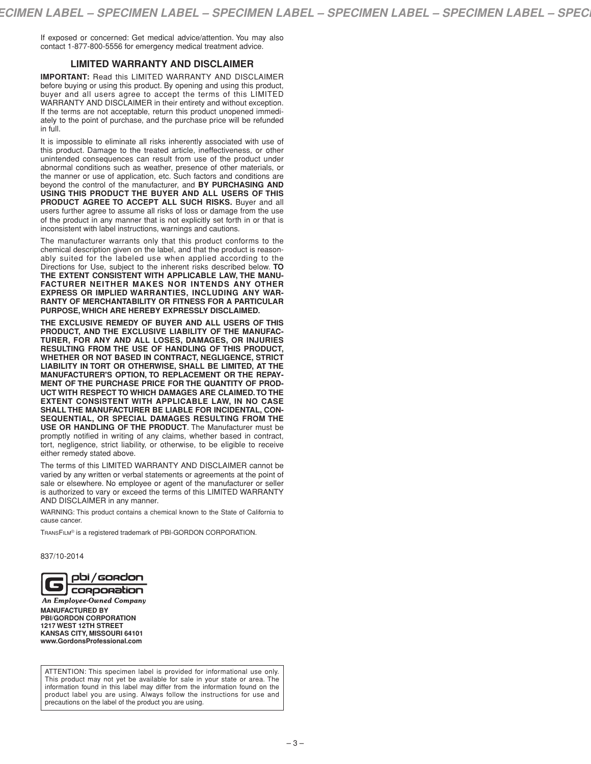If exposed or concerned: Get medical advice/attention. You may also contact 1-877-800-5556 for emergency medical treatment advice.

## LIMITED WARRANTY AND DISCLAIMER

**IMPORTANT:** Read this LIMITED WARRANTY AND DISCLAIMER before buying or using this product. By opening and using this product, buyer and all users agree to accept the terms of this LIMITED WARRANTY AND DISCLAIMER in their entirety and without exception. If the terms are not acceptable, return this product unopened immediately to the point of purchase, and the purchase price will be refunded in full.

It is impossible to eliminate all risks inherently associated with use of this product. Damage to the treated article, ineffectiveness, or other unintended consequences can result from use of the product under abnormal conditions such as weather, presence of other materials, or the manner or use of application, etc. Such factors and conditions are beyond the control of the manufacturer, and **BY PURCHASING AND USING THIS PRODUCT THE BUYER AND ALL USERS OF THIS PRODUCT AGREE TO ACCEPT ALL SUCH RISKS.** Buyer and all users further agree to assume all risks of loss or damage from the use of the product in any manner that is not explicitly set forth in or that is inconsistent with label instructions, warnings and cautions.

The manufacturer warrants only that this product conforms to the chemical description given on the label, and that the product is reasonably suited for the labeled use when applied according to the Directions for Use, subject to the inherent risks described below. **TO THE EXTENT CONSISTENT WITH APPLICABLE LAW, THE MANUFACTURER NEITHER MAKES NOR INTENDS ANY OTHER EXPRESS OR IMPLIED WARRANTIES, INCLUDING ANY WARRANTY OF MERCHANTABILITY OR FITNESS FOR A PARTICULAR PURPOSE, WHICH ARE HEREBY EXPRESSLY DISCLAIMED.**

**THE EXCLUSIVE REMEDY OF BUYER AND ALL USERS OF THIS PRODUCT, AND THE EXCLUSIVE LIABILITY OF THE MANUFACTURER, FOR ANY AND ALL LOSES, DAMAGES, OR INJURIES RESULTING FROM THE USE OF HANDLING OF THIS PRODUCT, WHETHER OR NOT BASED IN CONTRACT, NEGLIGENCE, STRICT LIABILITY IN TORT OR OTHERWISE, SHALL BE LIMITED, AT THE MANUFACTURER'S OPTION, TO REPLACEMENT OR THE REPAYMENT OF THE PURCHASE PRICE FOR THE QUANTITY OF PRODUCT WITH RESPECT TO WHICH DAMAGES ARE CLAIMED. TO THE EXTENT CONSISTENT WITH APPLICABLE LAW, IN NO CASE SHALL THE MANUFACTURER BE LIABLE FOR INCIDENTAL, CONSEQUENTIAL, OR SPECIAL DAMAGES RESULTING FROM THE USE OR HANDLING OF THE PRODUCT**. The Manufacturer must be promptly notified in writing of any claims, whether based in contract, tort, negligence, strict liability, or otherwise, to be eligible to receive either remedy stated above.

The terms of this LIMITED WARRANTY AND DISCLAIMER cannot be varied by any written or verbal statements or agreements at the point of sale or elsewhere. No employee or agent of the manufacturer or seller is authorized to vary or exceed the terms of this LIMITED WARRANTY AND DISCLAIMER in any manner.

WARNING: This product contains a chemical known to the State of California to cause cancer.

TRANSFILM® is a registered trademark of PBI-GORDON CORPORATION.

837/10-2014

pbi/gordon corporation

*An Employee-Owned Company*

**MANUFACTURED BY**
**PBI/GORDON CORPORATION**
**1217 WEST 12TH STREET**
**KANSAS CITY, MISSOURI 64101**
**www.GordonsProfessional.com**

ATTENTION: This specimen label is provided for informational use only. This product may not yet be available for sale in your state or area. The information found in this label may differ from the information found on the product label you are using. Always follow the instructions for use and precautions on the label of the product you are using.